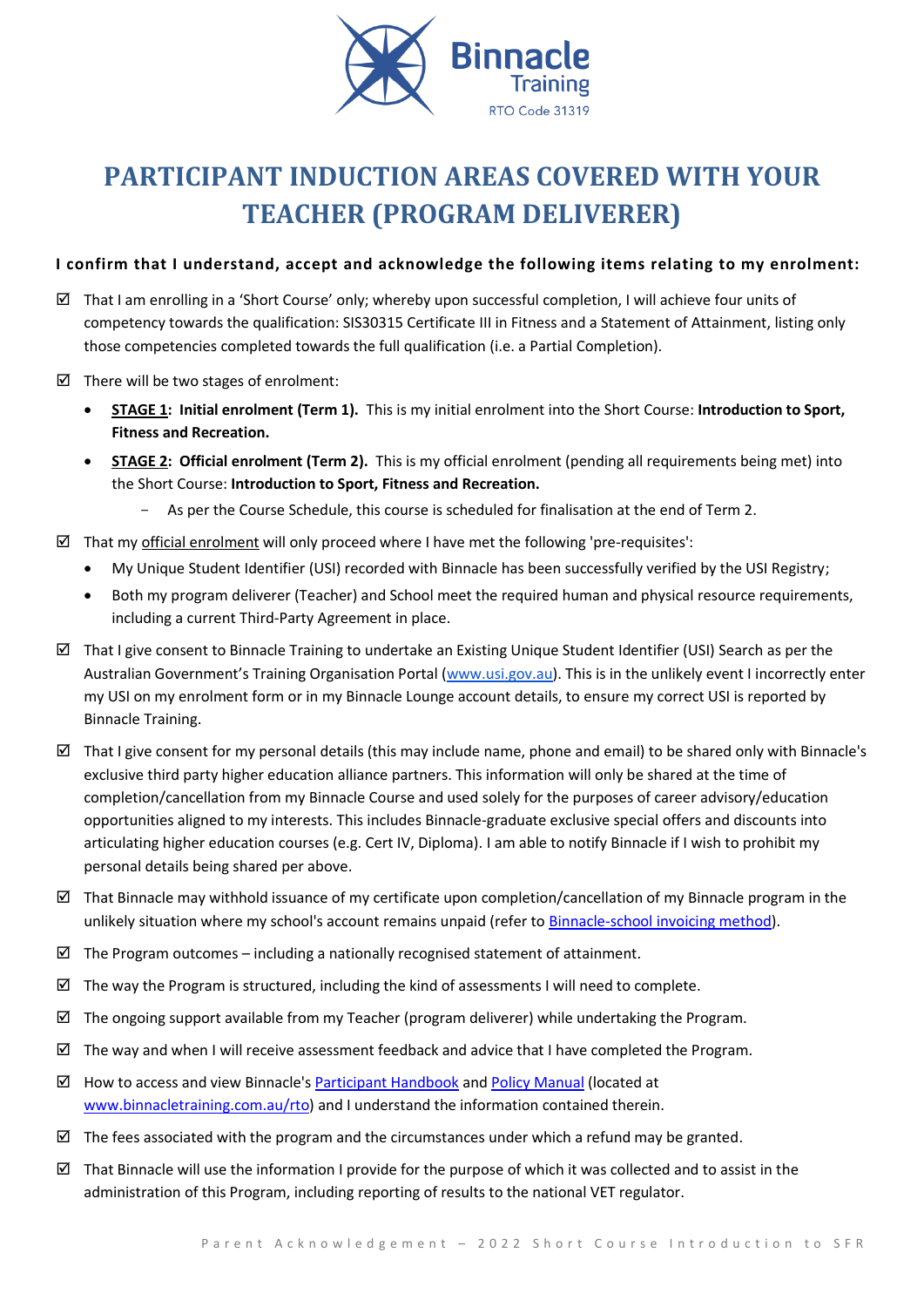Binnacle Training

RTO Code 31319

# PARTICIPANT INDUCTION AREAS COVERED WITH YOUR TEACHER (PROGRAM DELIVERER)

**I confirm that I understand, accept and acknowledge the following items relating to my enrolment:**

- ☑ That I am enrolling in a 'Short Course' only; whereby upon successful completion, I will achieve four units of competency towards the qualification: SIS30315 Certificate III in Fitness and a Statement of Attainment, listing only those competencies completed towards the full qualification (i.e. a Partial Completion).
- ☑ There will be two stages of enrolment:
  - **STAGE 1: Initial enrolment (Term 1).** This is my initial enrolment into the Short Course: **Introduction to Sport, Fitness and Recreation.**
  - **STAGE 2: Official enrolment (Term 2).** This is my official enrolment (pending all requirements being met) into the Short Course: **Introduction to Sport, Fitness and Recreation.**
    - As per the Course Schedule, this course is scheduled for finalisation at the end of Term 2.
- ☑ That my official enrolment will only proceed where I have met the following 'pre-requisites':
  - My Unique Student Identifier (USI) recorded with Binnacle has been successfully verified by the USI Registry;
  - Both my program deliverer (Teacher) and School meet the required human and physical resource requirements, including a current Third-Party Agreement in place.
- ☑ That I give consent to Binnacle Training to undertake an Existing Unique Student Identifier (USI) Search as per the Australian Government's Training Organisation Portal (www.usi.gov.au). This is in the unlikely event I incorrectly enter my USI on my enrolment form or in my Binnacle Lounge account details, to ensure my correct USI is reported by Binnacle Training.
- ☑ That I give consent for my personal details (this may include name, phone and email) to be shared only with Binnacle's exclusive third party higher education alliance partners. This information will only be shared at the time of completion/cancellation from my Binnacle Course and used solely for the purposes of career advisory/education opportunities aligned to my interests. This includes Binnacle-graduate exclusive special offers and discounts into articulating higher education courses (e.g. Cert IV, Diploma). I am able to notify Binnacle if I wish to prohibit my personal details being shared per above.
- ☑ That Binnacle may withhold issuance of my certificate upon completion/cancellation of my Binnacle program in the unlikely situation where my school's account remains unpaid (refer to Binnacle-school invoicing method).
- ☑ The Program outcomes – including a nationally recognised statement of attainment.
- ☑ The way the Program is structured, including the kind of assessments I will need to complete.
- ☑ The ongoing support available from my Teacher (program deliverer) while undertaking the Program.
- ☑ The way and when I will receive assessment feedback and advice that I have completed the Program.
- ☑ How to access and view Binnacle's Participant Handbook and Policy Manual (located at www.binnacletraining.com.au/rto) and I understand the information contained therein.
- ☑ The fees associated with the program and the circumstances under which a refund may be granted.
- ☑ That Binnacle will use the information I provide for the purpose of which it was collected and to assist in the administration of this Program, including reporting of results to the national VET regulator.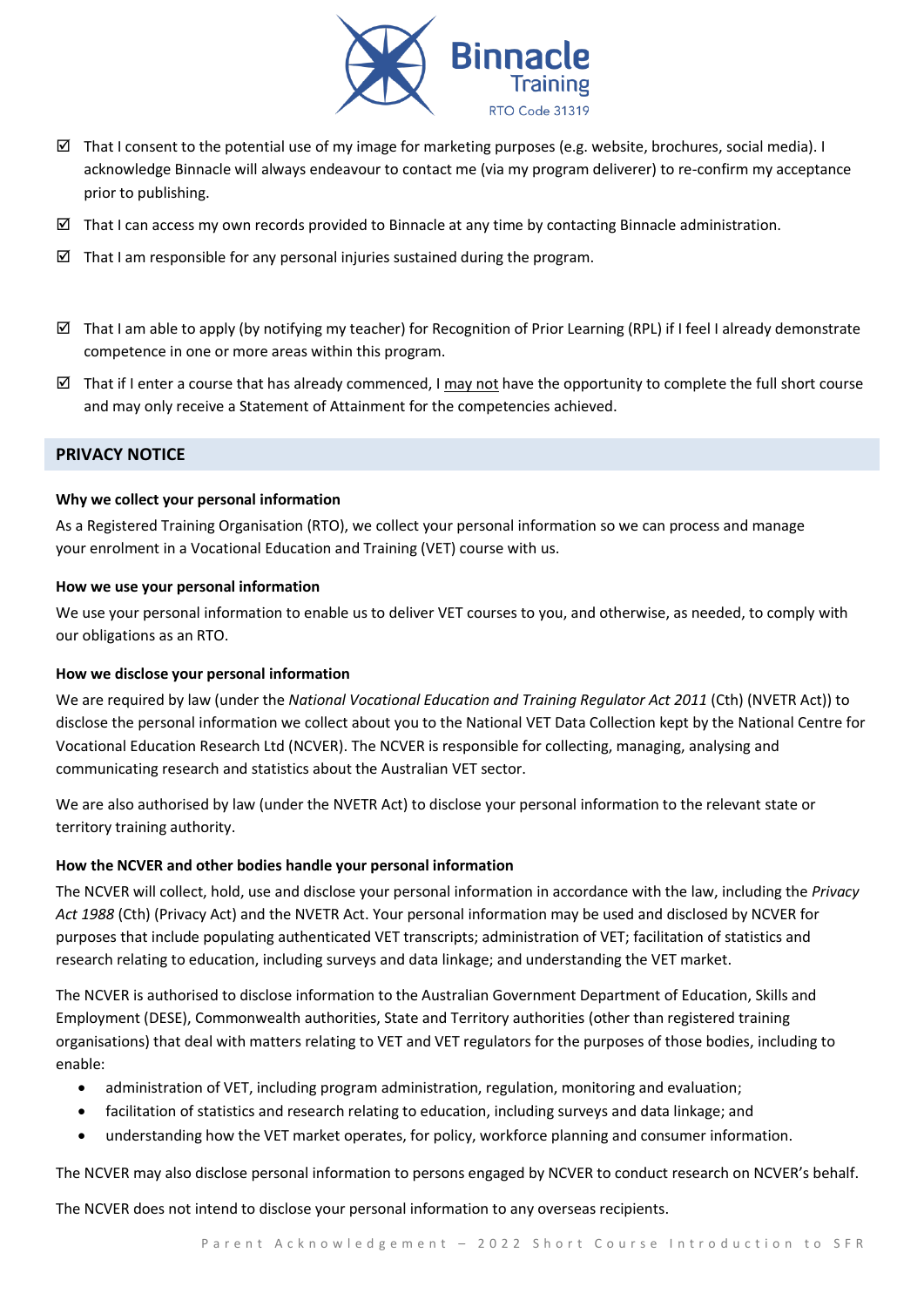- ☑ That I consent to the potential use of my image for marketing purposes (e.g. website, brochures, social media). I acknowledge Binnacle will always endeavour to contact me (via my program deliverer) to re-confirm my acceptance prior to publishing.
- ☑ That I can access my own records provided to Binnacle at any time by contacting Binnacle administration.
- ☑ That I am responsible for any personal injuries sustained during the program.
- ☑ That I am able to apply (by notifying my teacher) for Recognition of Prior Learning (RPL) if I feel I already demonstrate competence in one or more areas within this program.
- ☑ That if I enter a course that has already commenced, I <u>may not</u> have the opportunity to complete the full short course and may only receive a Statement of Attainment for the competencies achieved.

## PRIVACY NOTICE

**Why we collect your personal information**

As a Registered Training Organisation (RTO), we collect your personal information so we can process and manage your enrolment in a Vocational Education and Training (VET) course with us.

**How we use your personal information**

We use your personal information to enable us to deliver VET courses to you, and otherwise, as needed, to comply with our obligations as an RTO.

**How we disclose your personal information**

We are required by law (under the *National Vocational Education and Training Regulator Act 2011* (Cth) (NVETR Act)) to disclose the personal information we collect about you to the National VET Data Collection kept by the National Centre for Vocational Education Research Ltd (NCVER). The NCVER is responsible for collecting, managing, analysing and communicating research and statistics about the Australian VET sector.

We are also authorised by law (under the NVETR Act) to disclose your personal information to the relevant state or territory training authority.

**How the NCVER and other bodies handle your personal information**

The NCVER will collect, hold, use and disclose your personal information in accordance with the law, including the *Privacy Act 1988* (Cth) (Privacy Act) and the NVETR Act. Your personal information may be used and disclosed by NCVER for purposes that include populating authenticated VET transcripts; administration of VET; facilitation of statistics and research relating to education, including surveys and data linkage; and understanding the VET market.

The NCVER is authorised to disclose information to the Australian Government Department of Education, Skills and Employment (DESE), Commonwealth authorities, State and Territory authorities (other than registered training organisations) that deal with matters relating to VET and VET regulators for the purposes of those bodies, including to enable:

- administration of VET, including program administration, regulation, monitoring and evaluation;
- facilitation of statistics and research relating to education, including surveys and data linkage; and
- understanding how the VET market operates, for policy, workforce planning and consumer information.

The NCVER may also disclose personal information to persons engaged by NCVER to conduct research on NCVER's behalf.

The NCVER does not intend to disclose your personal information to any overseas recipients.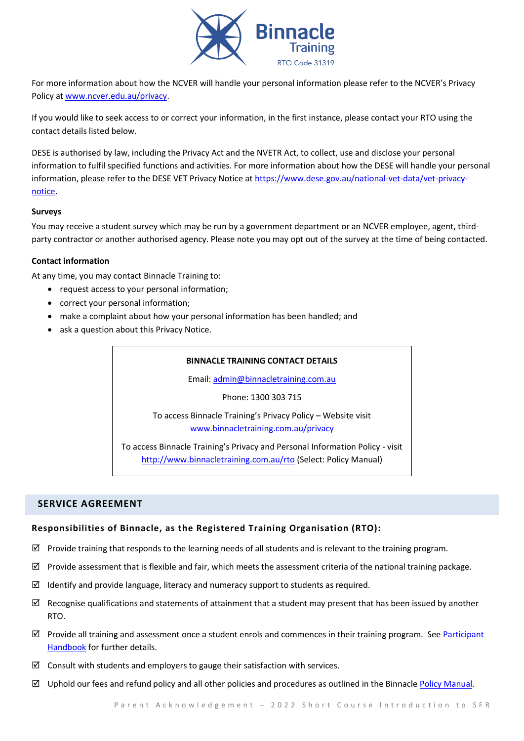For more information about how the NCVER will handle your personal information please refer to the NCVER's Privacy Policy at www.ncver.edu.au/privacy.

If you would like to seek access to or correct your information, in the first instance, please contact your RTO using the contact details listed below.

DESE is authorised by law, including the Privacy Act and the NVETR Act, to collect, use and disclose your personal information to fulfil specified functions and activities. For more information about how the DESE will handle your personal information, please refer to the DESE VET Privacy Notice at https://www.dese.gov.au/national-vet-data/vet-privacy-notice.

**Surveys**

You may receive a student survey which may be run by a government department or an NCVER employee, agent, third-party contractor or another authorised agency. Please note you may opt out of the survey at the time of being contacted.

**Contact information**

At any time, you may contact Binnacle Training to:

- request access to your personal information;
- correct your personal information;
- make a complaint about how your personal information has been handled; and
- ask a question about this Privacy Notice.

**BINNACLE TRAINING CONTACT DETAILS**

Email: admin@binnacletraining.com.au

Phone: 1300 303 715

To access Binnacle Training's Privacy Policy – Website visit www.binnacletraining.com.au/privacy

To access Binnacle Training's Privacy and Personal Information Policy - visit http://www.binnacletraining.com.au/rto (Select: Policy Manual)

## SERVICE AGREEMENT

### Responsibilities of Binnacle, as the Registered Training Organisation (RTO):

☑ Provide training that responds to the learning needs of all students and is relevant to the training program.

☑ Provide assessment that is flexible and fair, which meets the assessment criteria of the national training package.

☑ Identify and provide language, literacy and numeracy support to students as required.

☑ Recognise qualifications and statements of attainment that a student may present that has been issued by another RTO.

☑ Provide all training and assessment once a student enrols and commences in their training program. See Participant Handbook for further details.

☑ Consult with students and employers to gauge their satisfaction with services.

☑ Uphold our fees and refund policy and all other policies and procedures as outlined in the Binnacle Policy Manual.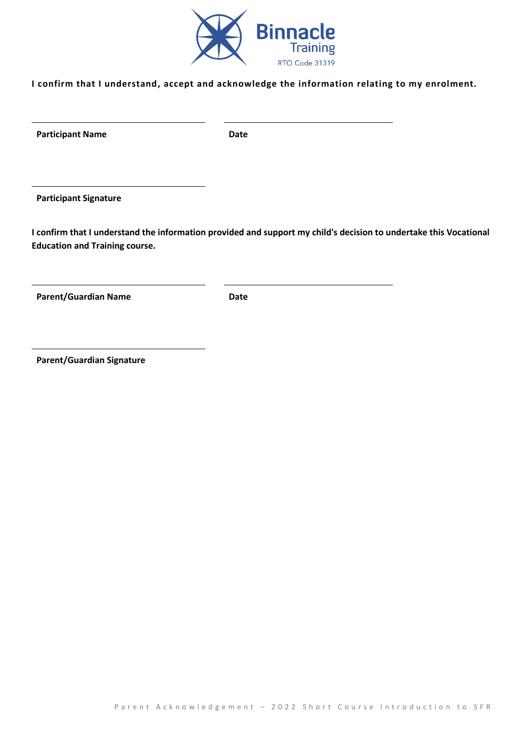Binnacle Training
RTO Code 31319

**I confirm that I understand, accept and acknowledge the information relating to my enrolment.**

______________________________ ______________________________

**Participant Name** **Date**

______________________________

**Participant Signature**

**I confirm that I understand the information provided and support my child's decision to undertake this Vocational Education and Training course.**

______________________________ ______________________________

**Parent/Guardian Name** **Date**

______________________________

**Parent/Guardian Signature**